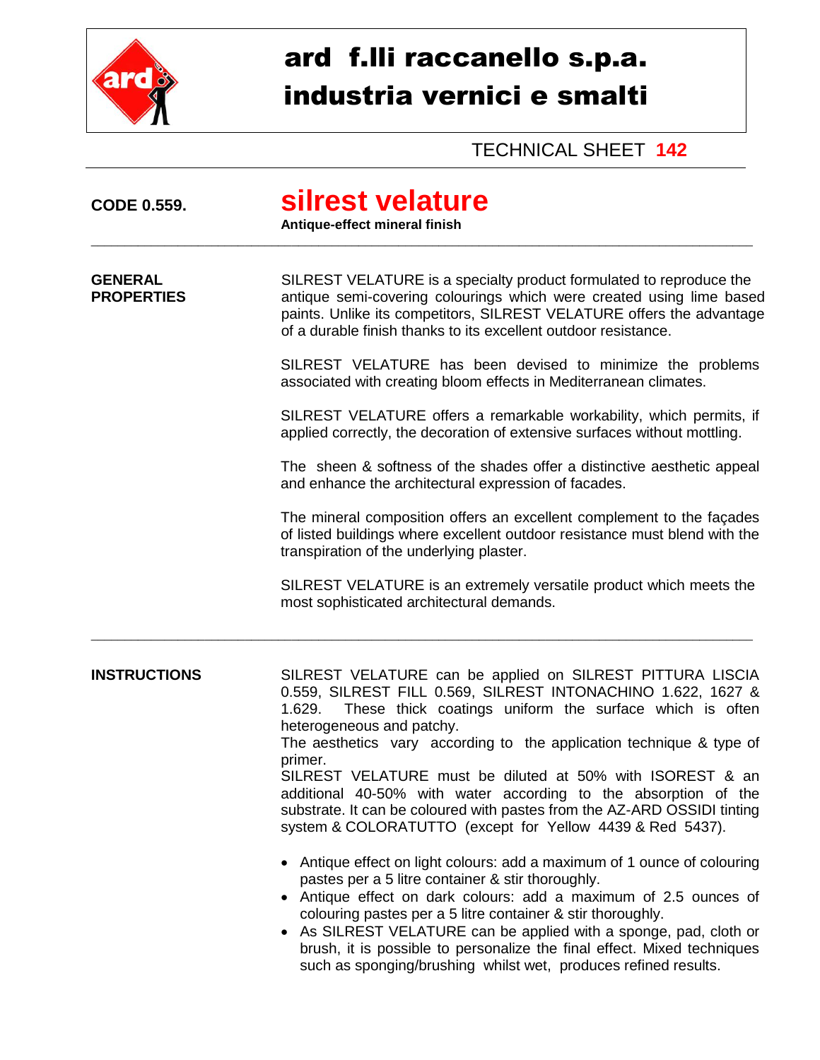# ard f.lli raccanello s.p.a.
# industria vernici e smalti

TECHNICAL SHEET **142**

**CODE 0.559.**

## silrest velature

**Antique-effect mineral finish**

---

**GENERAL PROPERTIES**

SILREST VELATURE is a specialty product formulated to reproduce the antique semi-covering colourings which were created using lime based paints. Unlike its competitors, SILREST VELATURE offers the advantage of a durable finish thanks to its excellent outdoor resistance.

SILREST VELATURE has been devised to minimize the problems associated with creating bloom effects in Mediterranean climates.

SILREST VELATURE offers a remarkable workability, which permits, if applied correctly, the decoration of extensive surfaces without mottling.

The sheen & softness of the shades offer a distinctive aesthetic appeal and enhance the architectural expression of facades.

The mineral composition offers an excellent complement to the façades of listed buildings where excellent outdoor resistance must blend with the transpiration of the underlying plaster.

SILREST VELATURE is an extremely versatile product which meets the most sophisticated architectural demands.

---

**INSTRUCTIONS**

SILREST VELATURE can be applied on SILREST PITTURA LISCIA 0.559, SILREST FILL 0.569, SILREST INTONACHINO 1.622, 1627 & 1.629. These thick coatings uniform the surface which is often heterogeneous and patchy.
The aesthetics vary according to the application technique & type of primer.
SILREST VELATURE must be diluted at 50% with ISOREST & an additional 40-50% with water according to the absorption of the substrate. It can be coloured with pastes from the AZ-ARD OSSIDI tinting system & COLORATUTTO (except for Yellow 4439 & Red 5437).

- Antique effect on light colours: add a maximum of 1 ounce of colouring pastes per a 5 litre container & stir thoroughly.
- Antique effect on dark colours: add a maximum of 2.5 ounces of colouring pastes per a 5 litre container & stir thoroughly.
- As SILREST VELATURE can be applied with a sponge, pad, cloth or brush, it is possible to personalize the final effect. Mixed techniques such as sponging/brushing whilst wet, produces refined results.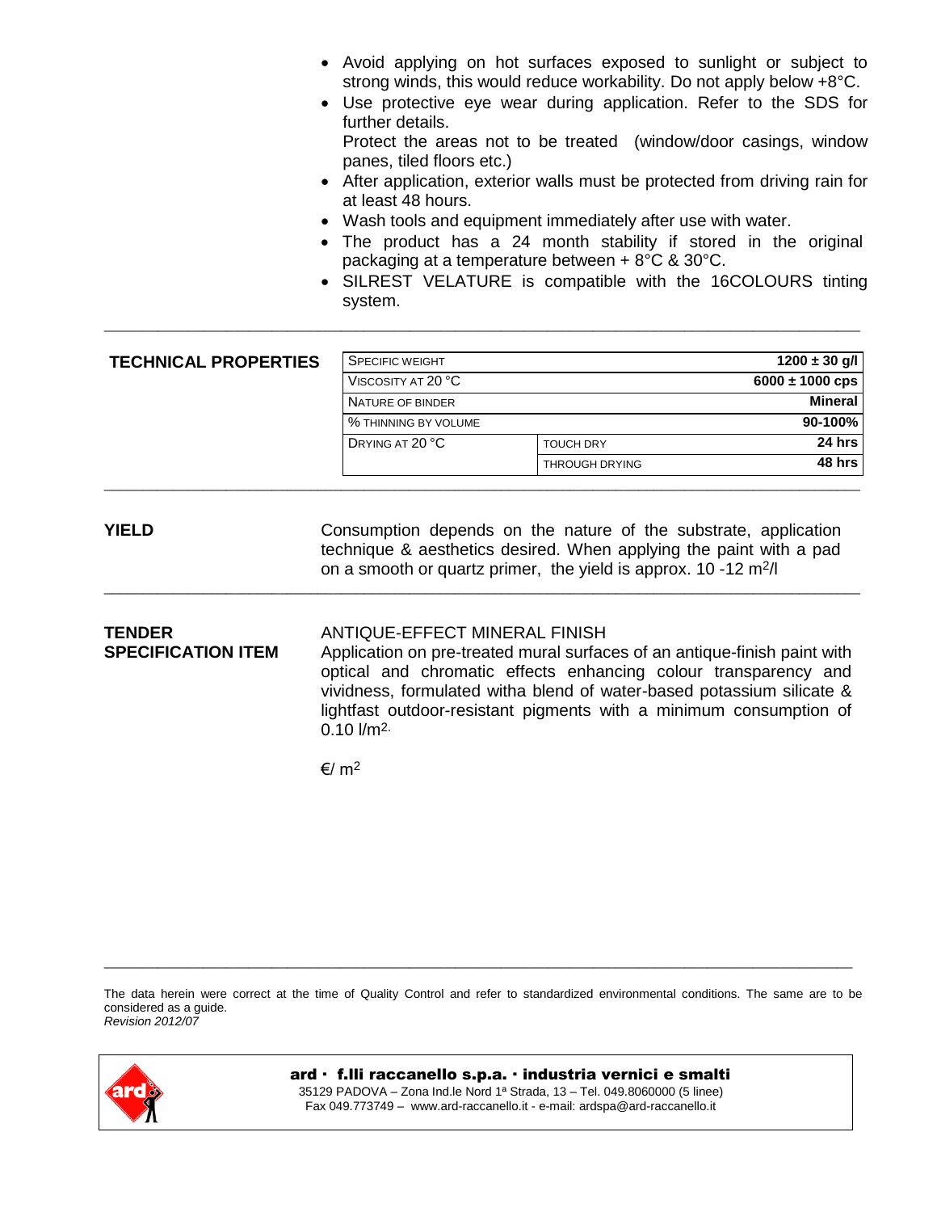- Avoid applying on hot surfaces exposed to sunlight or subject to strong winds, this would reduce workability. Do not apply below +8°C.
- Use protective eye wear during application. Refer to the SDS for further details.
  Protect the areas not to be treated (window/door casings, window panes, tiled floors etc.)
- After application, exterior walls must be protected from driving rain for at least 48 hours.
- Wash tools and equipment immediately after use with water.
- The product has a 24 month stability if stored in the original packaging at a temperature between + 8°C & 30°C.
- SILREST VELATURE is compatible with the 16COLOURS tinting system.

## TECHNICAL PROPERTIES

| | | |
|---|---|---|
| SPECIFIC WEIGHT | | **1200 ± 30 g/l** |
| VISCOSITY AT 20 °C | | **6000 ± 1000 cps** |
| NATURE OF BINDER | | **Mineral** |
| % THINNING BY VOLUME | | **90-100%** |
| DRYING AT 20 °C | TOUCH DRY | **24 hrs** |
| | THROUGH DRYING | **48 hrs** |

## YIELD

Consumption depends on the nature of the substrate, application technique & aesthetics desired. When applying the paint with a pad on a smooth or quartz primer, the yield is approx. 10 -12 $m^2$/l

## TENDER SPECIFICATION ITEM

ANTIQUE-EFFECT MINERAL FINISH

Application on pre-treated mural surfaces of an antique-finish paint with optical and chromatic effects enhancing colour transparency and vividness, formulated witha blend of water-based potassium silicate & lightfast outdoor-resistant pigments with a minimum consumption of 0.10 l/$m^2$.

€/ $m^2$

The data herein were correct at the time of Quality Control and refer to standardized environmental conditions. The same are to be considered as a guide.

*Revision 2012/07*

**ard · f.lli raccanello s.p.a. · industria vernici e smalti**
35129 PADOVA – Zona Ind.le Nord 1ª Strada, 13 – Tel. 049.8060000 (5 linee)
Fax 049.773749 – www.ard-raccanello.it - e-mail: ardspa@ard-raccanello.it